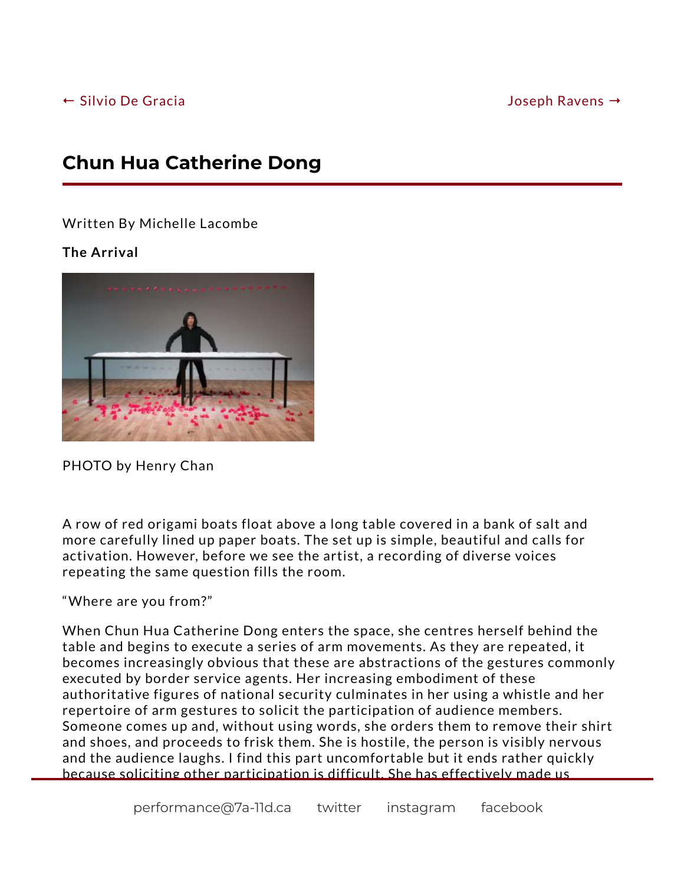← Silvio De Gracia Joseph Ravens →

# Chun Hua Catherine Dong

Written By Michelle Lacombe

**The Arrival**

PHOTO by Henry Chan

A row of red origami boats float above a long table covered in a bank of salt and more carefully lined up paper boats. The set up is simple, beautiful and calls for activation. However, before we see the artist, a recording of diverse voices repeating the same question fills the room.

“Where are you from?”

When Chun Hua Catherine Dong enters the space, she centres herself behind the table and begins to execute a series of arm movements. As they are repeated, it becomes increasingly obvious that these are abstractions of the gestures commonly executed by border service agents. Her increasing embodiment of these authoritative figures of national security culminates in her using a whistle and her repertoire of arm gestures to solicit the participation of audience members. Someone comes up and, without using words, she orders them to remove their shirt and shoes, and proceeds to frisk them. She is hostile, the person is visibly nervous and the audience laughs. I find this part uncomfortable but it ends rather quickly because soliciting other participation is difficult. She has effectively made us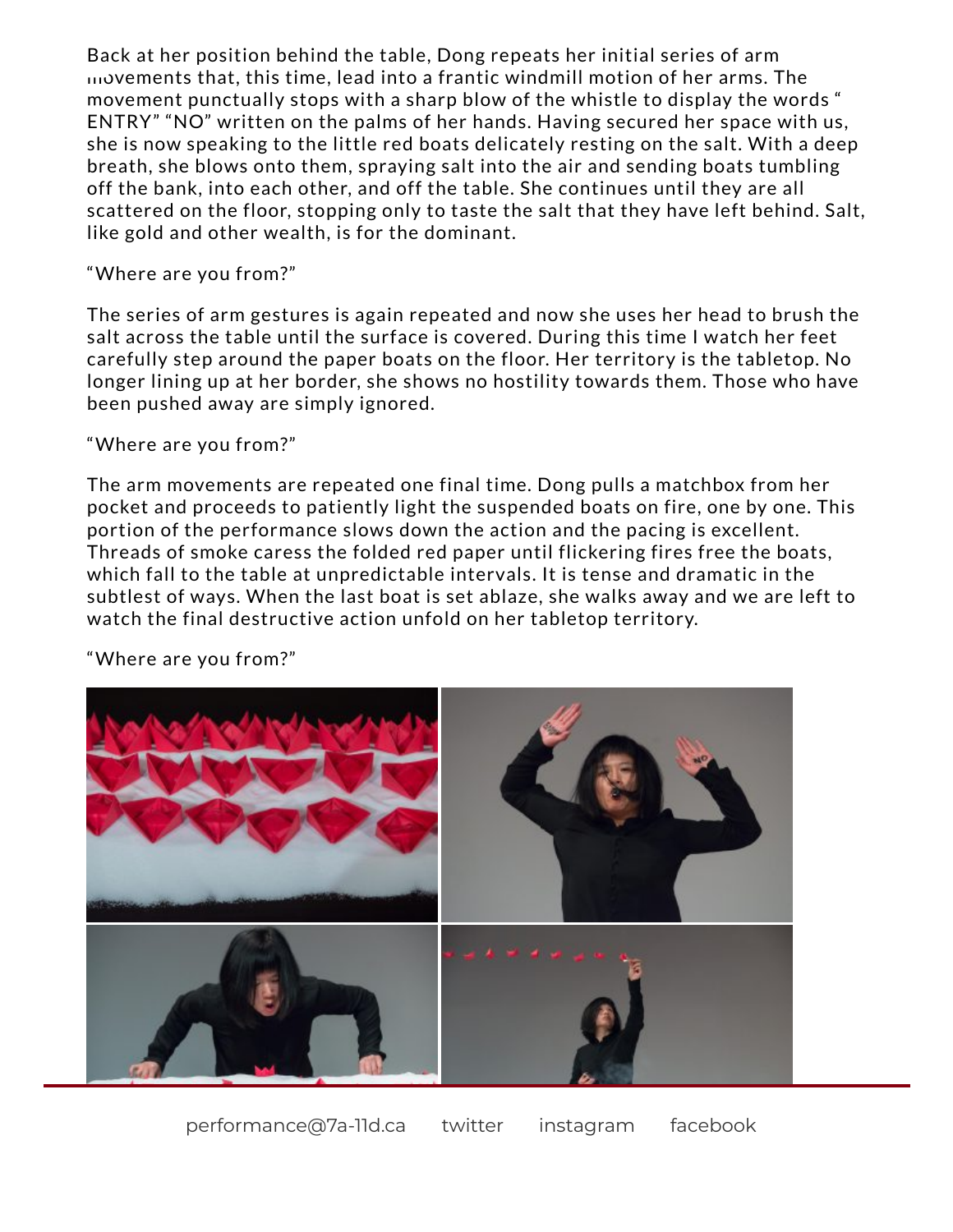Back at her position behind the table, Dong repeats her initial series of arm movements that, this time, lead into a frantic windmill motion of her arms. The movement punctually stops with a sharp blow of the whistle to display the words " ENTRY" "NO" written on the palms of her hands. Having secured her space with us, she is now speaking to the little red boats delicately resting on the salt. With a deep breath, she blows onto them, spraying salt into the air and sending boats tumbling off the bank, into each other, and off the table. She continues until they are all scattered on the floor, stopping only to taste the salt that they have left behind. Salt, like gold and other wealth, is for the dominant.

"Where are you from?"

The series of arm gestures is again repeated and now she uses her head to brush the salt across the table until the surface is covered. During this time I watch her feet carefully step around the paper boats on the floor. Her territory is the tabletop. No longer lining up at her border, she shows no hostility towards them. Those who have been pushed away are simply ignored.

"Where are you from?"

The arm movements are repeated one final time. Dong pulls a matchbox from her pocket and proceeds to patiently light the suspended boats on fire, one by one. This portion of the performance slows down the action and the pacing is excellent. Threads of smoke caress the folded red paper until flickering fires free the boats, which fall to the table at unpredictable intervals. It is tense and dramatic in the subtlest of ways. When the last boat is set ablaze, she walks away and we are left to watch the final destructive action unfold on her tabletop territory.

"Where are you from?"

performance@7a-11d.ca twitter instagram facebook